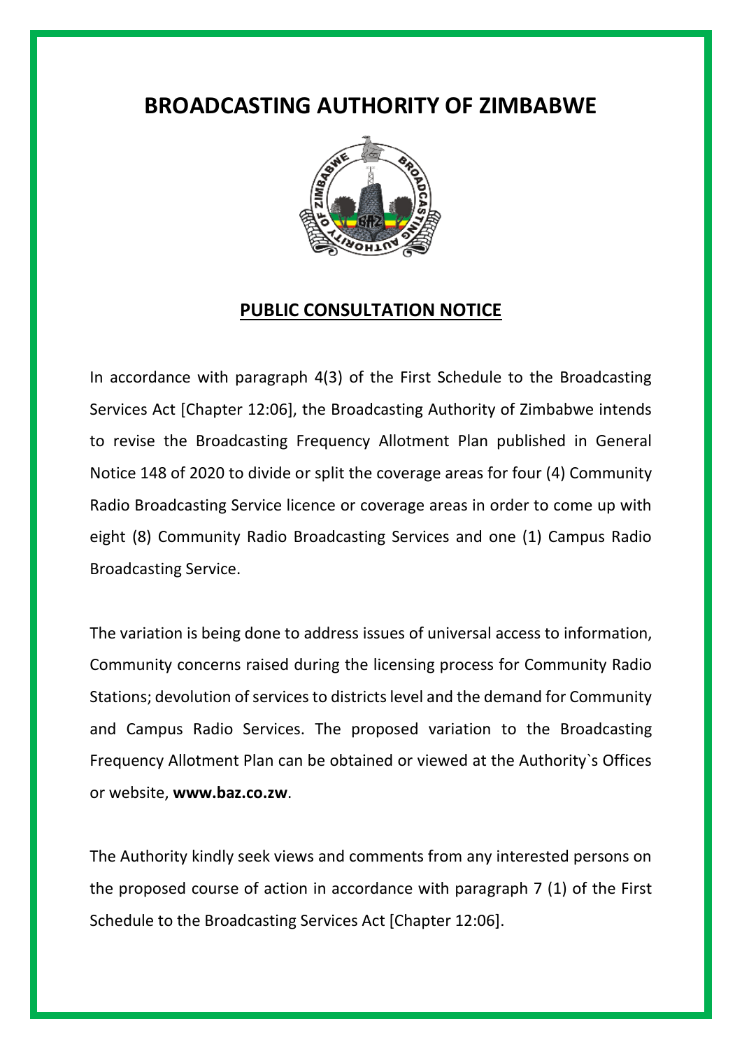# BROADCASTING AUTHORITY OF ZIMBABWE

## PUBLIC CONSULTATION NOTICE

In accordance with paragraph 4(3) of the First Schedule to the Broadcasting Services Act [Chapter 12:06], the Broadcasting Authority of Zimbabwe intends to revise the Broadcasting Frequency Allotment Plan published in General Notice 148 of 2020 to divide or split the coverage areas for four (4) Community Radio Broadcasting Service licence or coverage areas in order to come up with eight (8) Community Radio Broadcasting Services and one (1) Campus Radio Broadcasting Service.

The variation is being done to address issues of universal access to information, Community concerns raised during the licensing process for Community Radio Stations; devolution of services to districts level and the demand for Community and Campus Radio Services. The proposed variation to the Broadcasting Frequency Allotment Plan can be obtained or viewed at the Authority`s Offices or website, **www.baz.co.zw**.

The Authority kindly seek views and comments from any interested persons on the proposed course of action in accordance with paragraph 7 (1) of the First Schedule to the Broadcasting Services Act [Chapter 12:06].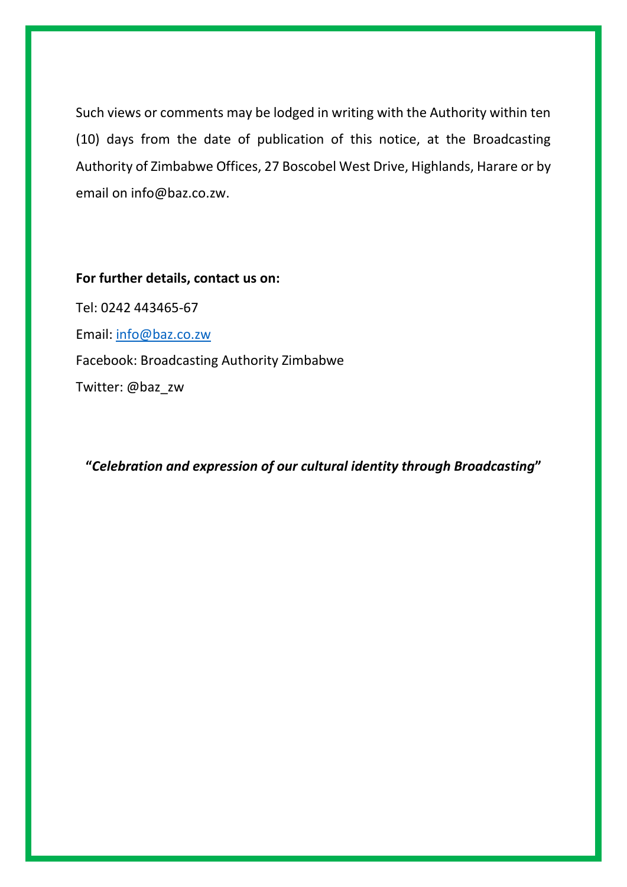Such views or comments may be lodged in writing with the Authority within ten (10) days from the date of publication of this notice, at the Broadcasting Authority of Zimbabwe Offices, 27 Boscobel West Drive, Highlands, Harare or by email on info@baz.co.zw.

**For further details, contact us on:**

Tel: 0242 443465-67

Email: info@baz.co.zw

Facebook: Broadcasting Authority Zimbabwe

Twitter: @baz_zw

**"*Celebration and expression of our cultural identity through Broadcasting*"**